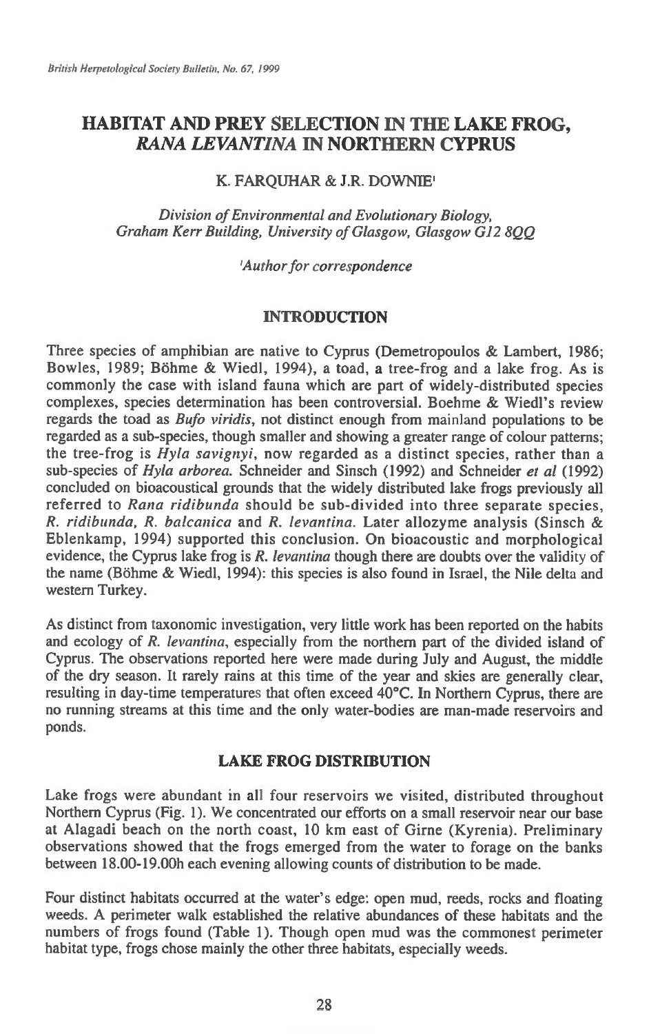# HABITAT AND PREY SELECTION IN THE LAKE FROG, *RANA LEVANTINA* IN NORTHERN CYPRUS

K. FARQUHAR & J.R. DOWNIE[1]

*Division of Environmental and Evolutionary Biology, Graham Kerr Building, University of Glasgow, Glasgow G12 8QQ*

*[1]Author for correspondence*

## INTRODUCTION

Three species of amphibian are native to Cyprus (Demetropoulos & Lambert, 1986; Bowles, 1989; Böhme & Wiedl, 1994), a toad, a tree-frog and a lake frog. As is commonly the case with island fauna which are part of widely-distributed species complexes, species determination has been controversial. Boehme & Wiedl's review regards the toad as *Bufo viridis*, not distinct enough from mainland populations to be regarded as a sub-species, though smaller and showing a greater range of colour patterns; the tree-frog is *Hyla savignyi*, now regarded as a distinct species, rather than a sub-species of *Hyla arborea*. Schneider and Sinsch (1992) and Schneider *et al* (1992) concluded on bioacoustical grounds that the widely distributed lake frogs previously all referred to *Rana ridibunda* should be sub-divided into three separate species, *R. ridibunda, R. balcanica* and *R. levantina*. Later allozyme analysis (Sinsch & Eblenkamp, 1994) supported this conclusion. On bioacoustic and morphological evidence, the Cyprus lake frog is *R. levantina* though there are doubts over the validity of the name (Böhme & Wiedl, 1994): this species is also found in Israel, the Nile delta and western Turkey.

As distinct from taxonomic investigation, very little work has been reported on the habits and ecology of *R. levantina*, especially from the northern part of the divided island of Cyprus. The observations reported here were made during July and August, the middle of the dry season. It rarely rains at this time of the year and skies are generally clear, resulting in day-time temperatures that often exceed 40°C. In Northern Cyprus, there are no running streams at this time and the only water-bodies are man-made reservoirs and ponds.

## LAKE FROG DISTRIBUTION

Lake frogs were abundant in all four reservoirs we visited, distributed throughout Northern Cyprus (Fig. 1). We concentrated our efforts on a small reservoir near our base at Alagadi beach on the north coast, 10 km east of Girne (Kyrenia). Preliminary observations showed that the frogs emerged from the water to forage on the banks between 18.00-19.00h each evening allowing counts of distribution to be made.

Four distinct habitats occurred at the water's edge: open mud, reeds, rocks and floating weeds. A perimeter walk established the relative abundances of these habitats and the numbers of frogs found (Table 1). Though open mud was the commonest perimeter habitat type, frogs chose mainly the other three habitats, especially weeds.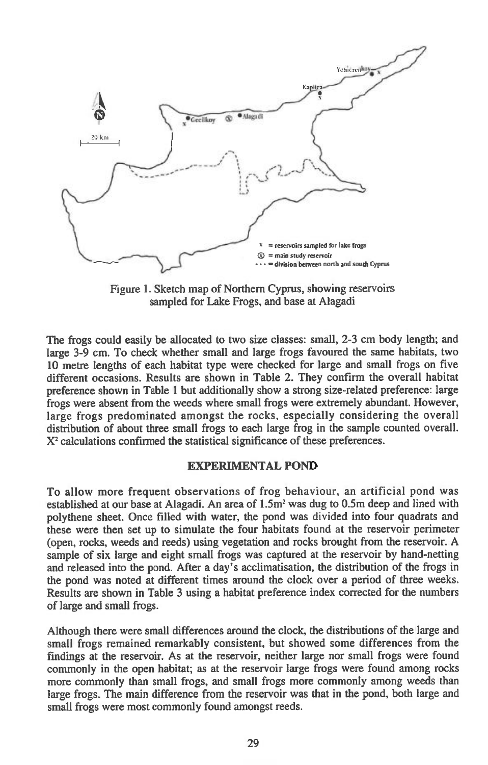Figure 1. Sketch map of Northern Cyprus, showing reservoirs sampled for Lake Frogs, and base at Alagadi

The frogs could easily be allocated to two size classes: small, 2-3 cm body length; and large 3-9 cm. To check whether small and large frogs favoured the same habitats, two 10 metre lengths of each habitat type were checked for large and small frogs on five different occasions. Results are shown in Table 2. They confirm the overall habitat preference shown in Table 1 but additionally show a strong size-related preference: large frogs were absent from the weeds where small frogs were extremely abundant. However, large frogs predominated amongst the rocks, especially considering the overall distribution of about three small frogs to each large frog in the sample counted overall. $X^2$ calculations confirmed the statistical significance of these preferences.

## EXPERIMENTAL POND

To allow more frequent observations of frog behaviour, an artificial pond was established at our base at Alagadi. An area of $1.5m^2$ was dug to 0.5m deep and lined with polythene sheet. Once filled with water, the pond was divided into four quadrats and these were then set up to simulate the four habitats found at the reservoir perimeter (open, rocks, weeds and reeds) using vegetation and rocks brought from the reservoir. A sample of six large and eight small frogs was captured at the reservoir by hand-netting and released into the pond. After a day's acclimatisation, the distribution of the frogs in the pond was noted at different times around the clock over a period of three weeks. Results are shown in Table 3 using a habitat preference index corrected for the numbers of large and small frogs.

Although there were small differences around the clock, the distributions of the large and small frogs remained remarkably consistent, but showed some differences from the findings at the reservoir. As at the reservoir, neither large nor small frogs were found commonly in the open habitat; as at the reservoir large frogs were found among rocks more commonly than small frogs, and small frogs more commonly among weeds than large frogs. The main difference from the reservoir was that in the pond, both large and small frogs were most commonly found amongst reeds.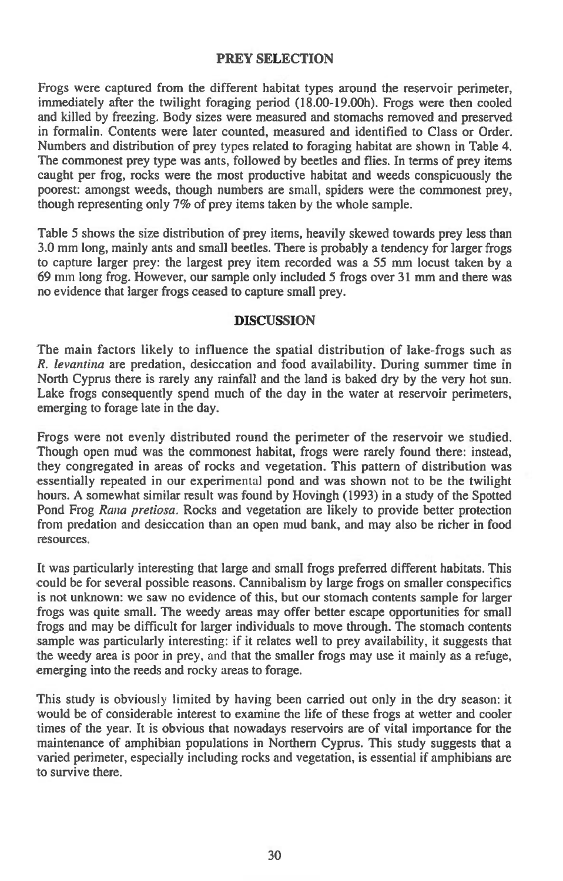## PREY SELECTION

Frogs were captured from the different habitat types around the reservoir perimeter, immediately after the twilight foraging period (18.00-19.00h). Frogs were then cooled and killed by freezing. Body sizes were measured and stomachs removed and preserved in formalin. Contents were later counted, measured and identified to Class or Order. Numbers and distribution of prey types related to foraging habitat are shown in Table 4. The commonest prey type was ants, followed by beetles and flies. In terms of prey items caught per frog, rocks were the most productive habitat and weeds conspicuously the poorest: amongst weeds, though numbers are small, spiders were the commonest prey, though representing only 7% of prey items taken by the whole sample.

Table 5 shows the size distribution of prey items, heavily skewed towards prey less than 3.0 mm long, mainly ants and small beetles. There is probably a tendency for larger frogs to capture larger prey: the largest prey item recorded was a 55 mm locust taken by a 69 mm long frog. However, our sample only included 5 frogs over 31 mm and there was no evidence that larger frogs ceased to capture small prey.

## DISCUSSION

The main factors likely to influence the spatial distribution of lake-frogs such as *R. levantina* are predation, desiccation and food availability. During summer time in North Cyprus there is rarely any rainfall and the land is baked dry by the very hot sun. Lake frogs consequently spend much of the day in the water at reservoir perimeters, emerging to forage late in the day.

Frogs were not evenly distributed round the perimeter of the reservoir we studied. Though open mud was the commonest habitat, frogs were rarely found there: instead, they congregated in areas of rocks and vegetation. This pattern of distribution was essentially repeated in our experimental pond and was shown not to be the twilight hours. A somewhat similar result was found by Hovingh (1993) in a study of the Spotted Pond Frog *Rana pretiosa*. Rocks and vegetation are likely to provide better protection from predation and desiccation than an open mud bank, and may also be richer in food resources.

It was particularly interesting that large and small frogs preferred different habitats. This could be for several possible reasons. Cannibalism by large frogs on smaller conspecifics is not unknown: we saw no evidence of this, but our stomach contents sample for larger frogs was quite small. The weedy areas may offer better escape opportunities for small frogs and may be difficult for larger individuals to move through. The stomach contents sample was particularly interesting: if it relates well to prey availability, it suggests that the weedy area is poor in prey, and that the smaller frogs may use it mainly as a refuge, emerging into the reeds and rocky areas to forage.

This study is obviously limited by having been carried out only in the dry season: it would be of considerable interest to examine the life of these frogs at wetter and cooler times of the year. It is obvious that nowadays reservoirs are of vital importance for the maintenance of amphibian populations in Northern Cyprus. This study suggests that a varied perimeter, especially including rocks and vegetation, is essential if amphibians are to survive there.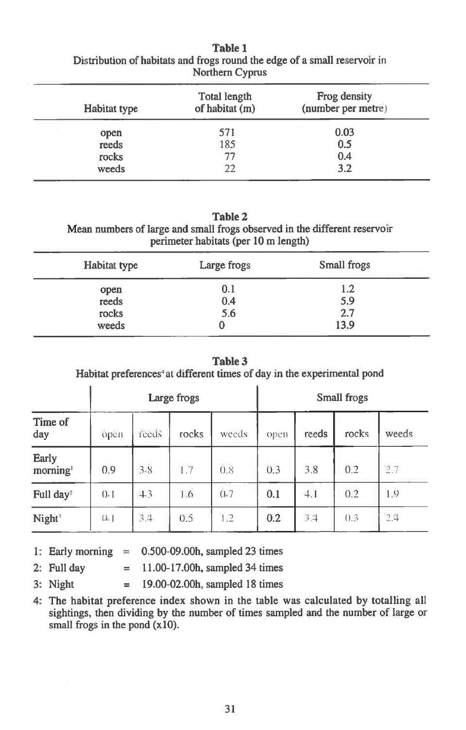**Table 1**
Distribution of habitats and frogs round the edge of a small reservoir in Northern Cyprus

| Habitat type | Total length of habitat (m) | Frog density (number per metre) |
|---|---|---|
| open | 571 | 0.03 |
| reeds | 185 | 0.5 |
| rocks | 77 | 0.4 |
| weeds | 22 | 3.2 |

**Table 2**
Mean numbers of large and small frogs observed in the different reservoir perimeter habitats (per 10 m length)

| Habitat type | Large frogs | Small frogs |
|---|---|---|
| open | 0.1 | 1.2 |
| reeds | 0.4 | 5.9 |
| rocks | 5.6 | 2.7 |
| weeds | 0 | 13.9 |

**Table 3**
Habitat preferences[4] at different times of day in the experimental pond

| | Large frogs | | | | Small frogs | | | |
|---|---|---|---|---|---|---|---|---|
| Time of day | open | reeds | rocks | weeds | open | reeds | rocks | weeds |
| Early morning[1] | 0.9 | 3.8 | 1.7 | 0.8 | 0.3 | 3.8 | 0.2 | 2.7 |
| Full day[2] | 0.1 | 4.3 | 1.6 | 0.7 | 0.1 | 4.1 | 0.2 | 1.9 |
| Night[3] | 0.1 | 3.4 | 0.5 | 1.2 | 0.2 | 3.4 | 0.3 | 2.4 |

1: Early morning = 0.500-09.00h, sampled 23 times

2: Full day = 11.00-17.00h, sampled 34 times

3: Night = 19.00-02.00h, sampled 18 times

4: The habitat preference index shown in the table was calculated by totalling all sightings, then dividing by the number of times sampled and the number of large or small frogs in the pond (x10).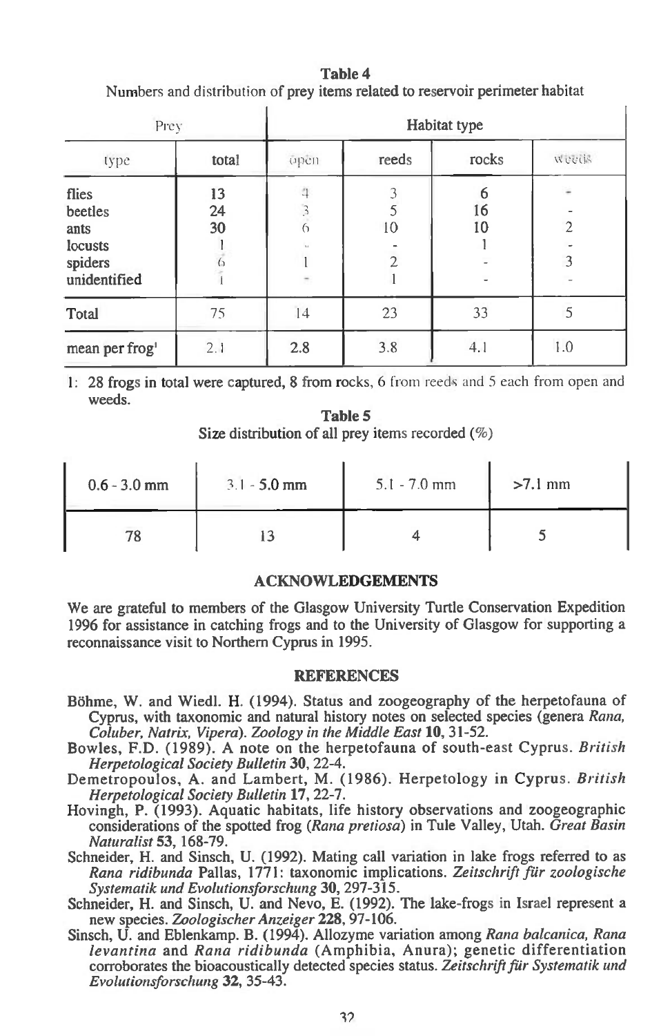**Table 4**

Numbers and distribution of prey items related to reservoir perimeter habitat

| Prey | | Habitat type | | | |
|---|---|---|---|---|---|
| type | total | open | reeds | rocks | weeds |
| flies | 13 | 4 | 3 | 6 | - |
| beetles | 24 | 3 | 5 | 16 | - |
| ants | 30 | 6 | 10 | 10 | 2 |
| locusts | 1 | - | - | 1 | - |
| spiders | 6 | 1 | 2 | - | 3 |
| unidentified | 1 | - | 1 | - | - |
| Total | 75 | 14 | 23 | 33 | 5 |
| mean per frog[1] | 2.1 | 2.8 | 3.8 | 4.1 | 1.0 |

1: 28 frogs in total were captured, 8 from rocks, 6 from reeds and 5 each from open and weeds.

**Table 5**

Size distribution of all prey items recorded (%)

| 0.6 - 3.0 mm | 3.1 - 5.0 mm | 5.1 - 7.0 mm | >7.1 mm |
|---|---|---|---|
| 78 | 13 | 4 | 5 |

## ACKNOWLEDGEMENTS

We are grateful to members of the Glasgow University Turtle Conservation Expedition 1996 for assistance in catching frogs and to the University of Glasgow for supporting a reconnaissance visit to Northern Cyprus in 1995.

## REFERENCES

Böhme, W. and Wiedl. H. (1994). Status and zoogeography of the herpetofauna of Cyprus, with taxonomic and natural history notes on selected species (genera *Rana, Coluber, Natrix, Vipera*). *Zoology in the Middle East* **10**, 31-52.

Bowles, F.D. (1989). A note on the herpetofauna of south-east Cyprus. *British Herpetological Society Bulletin* **30**, 22-4.

Demetropoulos, A. and Lambert, M. (1986). Herpetology in Cyprus. *British Herpetological Society Bulletin* **17**, 22-7.

Hovingh, P. (1993). Aquatic habitats, life history observations and zoogeographic considerations of the spotted frog (*Rana pretiosa*) in Tule Valley, Utah. *Great Basin Naturalist* **53**, 168-79.

Schneider, H. and Sinsch, U. (1992). Mating call variation in lake frogs referred to as *Rana ridibunda* Pallas, 1771: taxonomic implications. *Zeitschrift für zoologische Systematik und Evolutionsforschung* **30**, 297-315.

Schneider, H. and Sinsch, U. and Nevo, E. (1992). The lake-frogs in Israel represent a new species. *Zoologischer Anzeiger* **228**, 97-106.

Sinsch, U. and Eblenkamp. B. (1994). Allozyme variation among *Rana balcanica, Rana levantina* and *Rana ridibunda* (Amphibia, Anura); genetic differentiation corroborates the bioacoustically detected species status. *Zeitschrift für Systematik und Evolutionsforschung* **32**, 35-43.